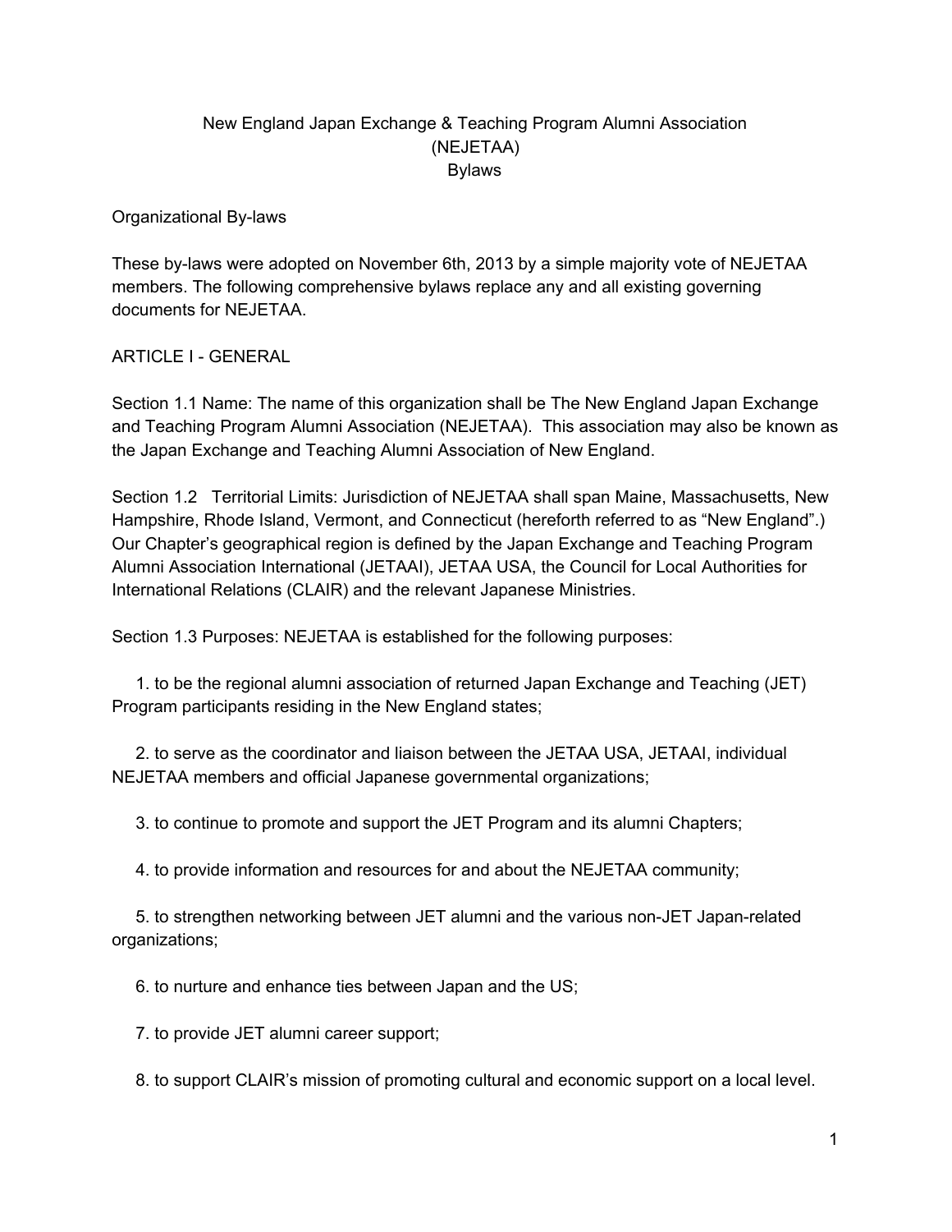# New England Japan Exchange & Teaching Program Alumni Association (NEJETAA) Bylaws

Organizational By-laws

These by-laws were adopted on November 6th, 2013 by a simple majority vote of NEJETAA members. The following comprehensive bylaws replace any and all existing governing documents for NEJETAA.

## ARTICLE I - GENERAL

Section 1.1 Name: The name of this organization shall be The New England Japan Exchange and Teaching Program Alumni Association (NEJETAA). This association may also be known as the Japan Exchange and Teaching Alumni Association of New England.

Section 1.2 Territorial Limits: Jurisdiction of NEJETAA shall span Maine, Massachusetts, New Hampshire, Rhode Island, Vermont, and Connecticut (hereforth referred to as “New England”.) Our Chapter’s geographical region is defined by the Japan Exchange and Teaching Program Alumni Association International (JETAAI), JETAA USA, the Council for Local Authorities for International Relations (CLAIR) and the relevant Japanese Ministries.

Section 1.3 Purposes: NEJETAA is established for the following purposes:

1. to be the regional alumni association of returned Japan Exchange and Teaching (JET) Program participants residing in the New England states;

2. to serve as the coordinator and liaison between the JETAA USA, JETAAI, individual NEJETAA members and official Japanese governmental organizations;

3. to continue to promote and support the JET Program and its alumni Chapters;

4. to provide information and resources for and about the NEJETAA community;

5. to strengthen networking between JET alumni and the various non-JET Japan-related organizations;

6. to nurture and enhance ties between Japan and the US;

7. to provide JET alumni career support;

8. to support CLAIR’s mission of promoting cultural and economic support on a local level.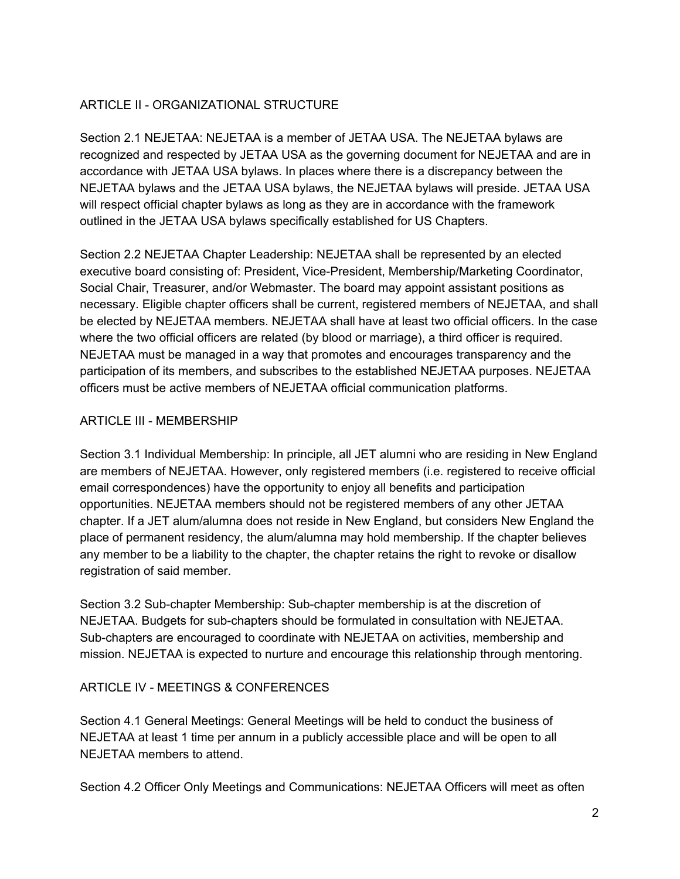## ARTICLE II - ORGANIZATIONAL STRUCTURE

Section 2.1 NEJETAA: NEJETAA is a member of JETAA USA. The NEJETAA bylaws are recognized and respected by JETAA USA as the governing document for NEJETAA and are in accordance with JETAA USA bylaws. In places where there is a discrepancy between the NEJETAA bylaws and the JETAA USA bylaws, the NEJETAA bylaws will preside. JETAA USA will respect official chapter bylaws as long as they are in accordance with the framework outlined in the JETAA USA bylaws specifically established for US Chapters.

Section 2.2 NEJETAA Chapter Leadership: NEJETAA shall be represented by an elected executive board consisting of: President, Vice-President, Membership/Marketing Coordinator, Social Chair, Treasurer, and/or Webmaster. The board may appoint assistant positions as necessary. Eligible chapter officers shall be current, registered members of NEJETAA, and shall be elected by NEJETAA members. NEJETAA shall have at least two official officers. In the case where the two official officers are related (by blood or marriage), a third officer is required. NEJETAA must be managed in a way that promotes and encourages transparency and the participation of its members, and subscribes to the established NEJETAA purposes. NEJETAA officers must be active members of NEJETAA official communication platforms.

## ARTICLE III - MEMBERSHIP

Section 3.1 Individual Membership: In principle, all JET alumni who are residing in New England are members of NEJETAA. However, only registered members (i.e. registered to receive official email correspondences) have the opportunity to enjoy all benefits and participation opportunities. NEJETAA members should not be registered members of any other JETAA chapter. If a JET alum/alumna does not reside in New England, but considers New England the place of permanent residency, the alum/alumna may hold membership. If the chapter believes any member to be a liability to the chapter, the chapter retains the right to revoke or disallow registration of said member.

Section 3.2 Sub-chapter Membership: Sub-chapter membership is at the discretion of NEJETAA. Budgets for sub-chapters should be formulated in consultation with NEJETAA. Sub-chapters are encouraged to coordinate with NEJETAA on activities, membership and mission. NEJETAA is expected to nurture and encourage this relationship through mentoring.

## ARTICLE IV - MEETINGS & CONFERENCES

Section 4.1 General Meetings: General Meetings will be held to conduct the business of NEJETAA at least 1 time per annum in a publicly accessible place and will be open to all NEJETAA members to attend.

Section 4.2 Officer Only Meetings and Communications: NEJETAA Officers will meet as often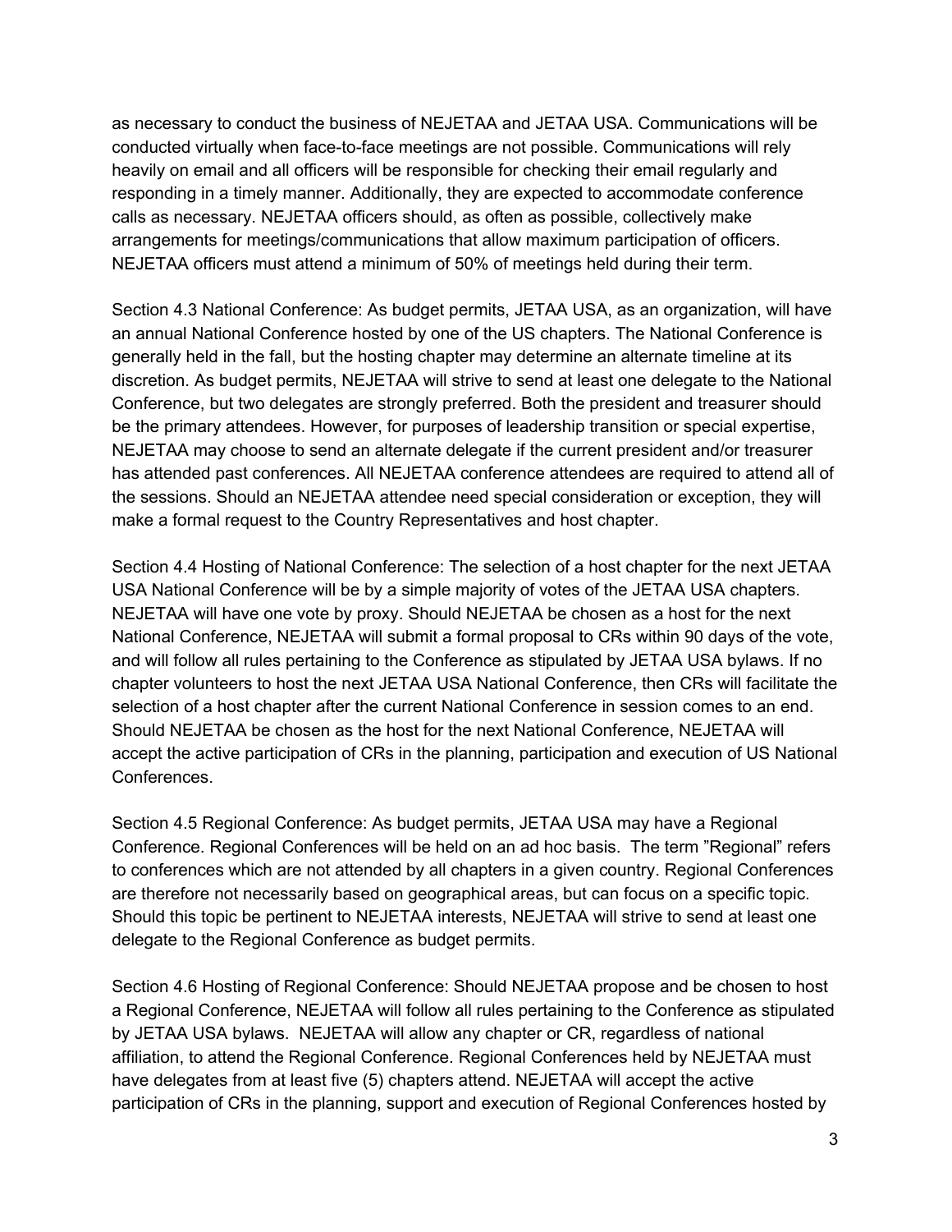as necessary to conduct the business of NEJETAA and JETAA USA. Communications will be conducted virtually when face-to-face meetings are not possible. Communications will rely heavily on email and all officers will be responsible for checking their email regularly and responding in a timely manner. Additionally, they are expected to accommodate conference calls as necessary. NEJETAA officers should, as often as possible, collectively make arrangements for meetings/communications that allow maximum participation of officers. NEJETAA officers must attend a minimum of 50% of meetings held during their term.

Section 4.3 National Conference: As budget permits, JETAA USA, as an organization, will have an annual National Conference hosted by one of the US chapters. The National Conference is generally held in the fall, but the hosting chapter may determine an alternate timeline at its discretion. As budget permits, NEJETAA will strive to send at least one delegate to the National Conference, but two delegates are strongly preferred. Both the president and treasurer should be the primary attendees. However, for purposes of leadership transition or special expertise, NEJETAA may choose to send an alternate delegate if the current president and/or treasurer has attended past conferences. All NEJETAA conference attendees are required to attend all of the sessions. Should an NEJETAA attendee need special consideration or exception, they will make a formal request to the Country Representatives and host chapter.

Section 4.4 Hosting of National Conference: The selection of a host chapter for the next JETAA USA National Conference will be by a simple majority of votes of the JETAA USA chapters. NEJETAA will have one vote by proxy. Should NEJETAA be chosen as a host for the next National Conference, NEJETAA will submit a formal proposal to CRs within 90 days of the vote, and will follow all rules pertaining to the Conference as stipulated by JETAA USA bylaws. If no chapter volunteers to host the next JETAA USA National Conference, then CRs will facilitate the selection of a host chapter after the current National Conference in session comes to an end. Should NEJETAA be chosen as the host for the next National Conference, NEJETAA will accept the active participation of CRs in the planning, participation and execution of US National Conferences.

Section 4.5 Regional Conference: As budget permits, JETAA USA may have a Regional Conference. Regional Conferences will be held on an ad hoc basis. The term "Regional" refers to conferences which are not attended by all chapters in a given country. Regional Conferences are therefore not necessarily based on geographical areas, but can focus on a specific topic. Should this topic be pertinent to NEJETAA interests, NEJETAA will strive to send at least one delegate to the Regional Conference as budget permits.

Section 4.6 Hosting of Regional Conference: Should NEJETAA propose and be chosen to host a Regional Conference, NEJETAA will follow all rules pertaining to the Conference as stipulated by JETAA USA bylaws. NEJETAA will allow any chapter or CR, regardless of national affiliation, to attend the Regional Conference. Regional Conferences held by NEJETAA must have delegates from at least five (5) chapters attend. NEJETAA will accept the active participation of CRs in the planning, support and execution of Regional Conferences hosted by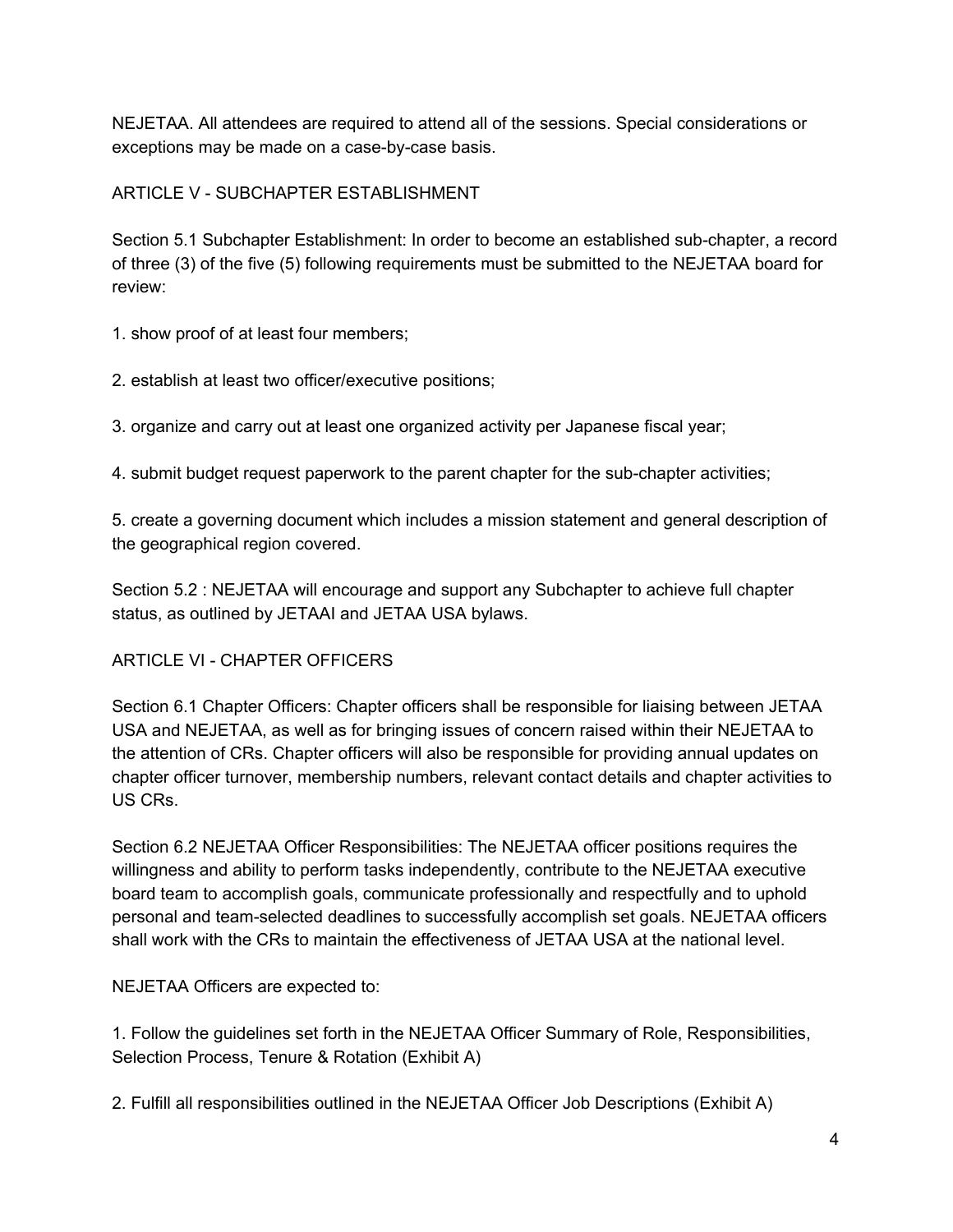NEJETAA. All attendees are required to attend all of the sessions. Special considerations or exceptions may be made on a case-by-case basis.

## ARTICLE V - SUBCHAPTER ESTABLISHMENT

Section 5.1 Subchapter Establishment: In order to become an established sub-chapter, a record of three (3) of the five (5) following requirements must be submitted to the NEJETAA board for review:

1. show proof of at least four members;

2. establish at least two officer/executive positions;

3. organize and carry out at least one organized activity per Japanese fiscal year;

4. submit budget request paperwork to the parent chapter for the sub-chapter activities;

5. create a governing document which includes a mission statement and general description of the geographical region covered.

Section 5.2 : NEJETAA will encourage and support any Subchapter to achieve full chapter status, as outlined by JETAAI and JETAA USA bylaws.

## ARTICLE VI - CHAPTER OFFICERS

Section 6.1 Chapter Officers: Chapter officers shall be responsible for liaising between JETAA USA and NEJETAA, as well as for bringing issues of concern raised within their NEJETAA to the attention of CRs. Chapter officers will also be responsible for providing annual updates on chapter officer turnover, membership numbers, relevant contact details and chapter activities to US CRs.

Section 6.2 NEJETAA Officer Responsibilities: The NEJETAA officer positions requires the willingness and ability to perform tasks independently, contribute to the NEJETAA executive board team to accomplish goals, communicate professionally and respectfully and to uphold personal and team-selected deadlines to successfully accomplish set goals. NEJETAA officers shall work with the CRs to maintain the effectiveness of JETAA USA at the national level.

NEJETAA Officers are expected to:

1. Follow the guidelines set forth in the NEJETAA Officer Summary of Role, Responsibilities, Selection Process, Tenure & Rotation (Exhibit A)

2. Fulfill all responsibilities outlined in the NEJETAA Officer Job Descriptions (Exhibit A)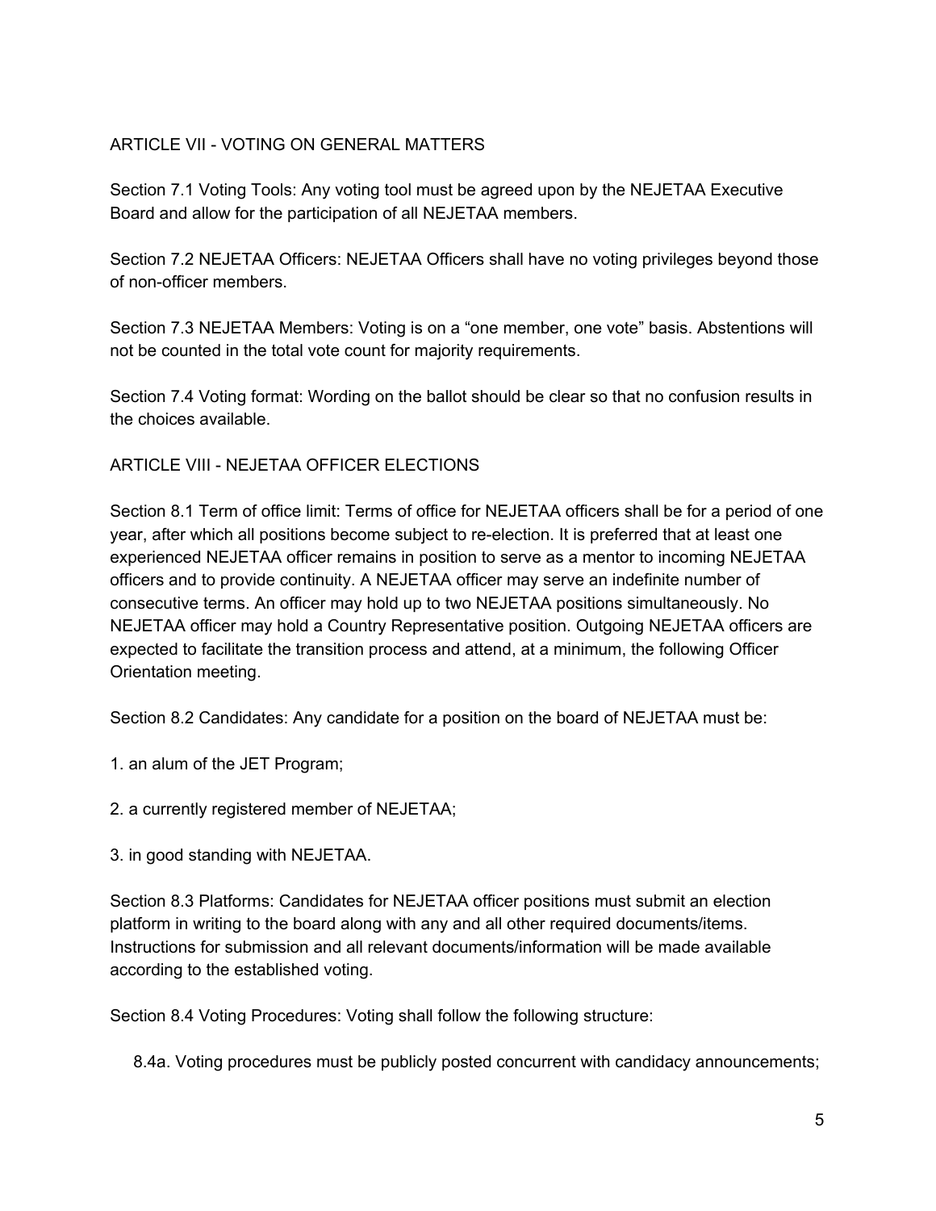## ARTICLE VII - VOTING ON GENERAL MATTERS

Section 7.1 Voting Tools: Any voting tool must be agreed upon by the NEJETAA Executive Board and allow for the participation of all NEJETAA members.

Section 7.2 NEJETAA Officers: NEJETAA Officers shall have no voting privileges beyond those of non-officer members.

Section 7.3 NEJETAA Members: Voting is on a “one member, one vote” basis. Abstentions will not be counted in the total vote count for majority requirements.

Section 7.4 Voting format: Wording on the ballot should be clear so that no confusion results in the choices available.

## ARTICLE VIII - NEJETAA OFFICER ELECTIONS

Section 8.1 Term of office limit: Terms of office for NEJETAA officers shall be for a period of one year, after which all positions become subject to re-election. It is preferred that at least one experienced NEJETAA officer remains in position to serve as a mentor to incoming NEJETAA officers and to provide continuity. A NEJETAA officer may serve an indefinite number of consecutive terms. An officer may hold up to two NEJETAA positions simultaneously. No NEJETAA officer may hold a Country Representative position. Outgoing NEJETAA officers are expected to facilitate the transition process and attend, at a minimum, the following Officer Orientation meeting.

Section 8.2 Candidates: Any candidate for a position on the board of NEJETAA must be:

1. an alum of the JET Program;
2. a currently registered member of NEJETAA;
3. in good standing with NEJETAA.

Section 8.3 Platforms: Candidates for NEJETAA officer positions must submit an election platform in writing to the board along with any and all other required documents/items. Instructions for submission and all relevant documents/information will be made available according to the established voting.

Section 8.4 Voting Procedures: Voting shall follow the following structure:

8.4a. Voting procedures must be publicly posted concurrent with candidacy announcements;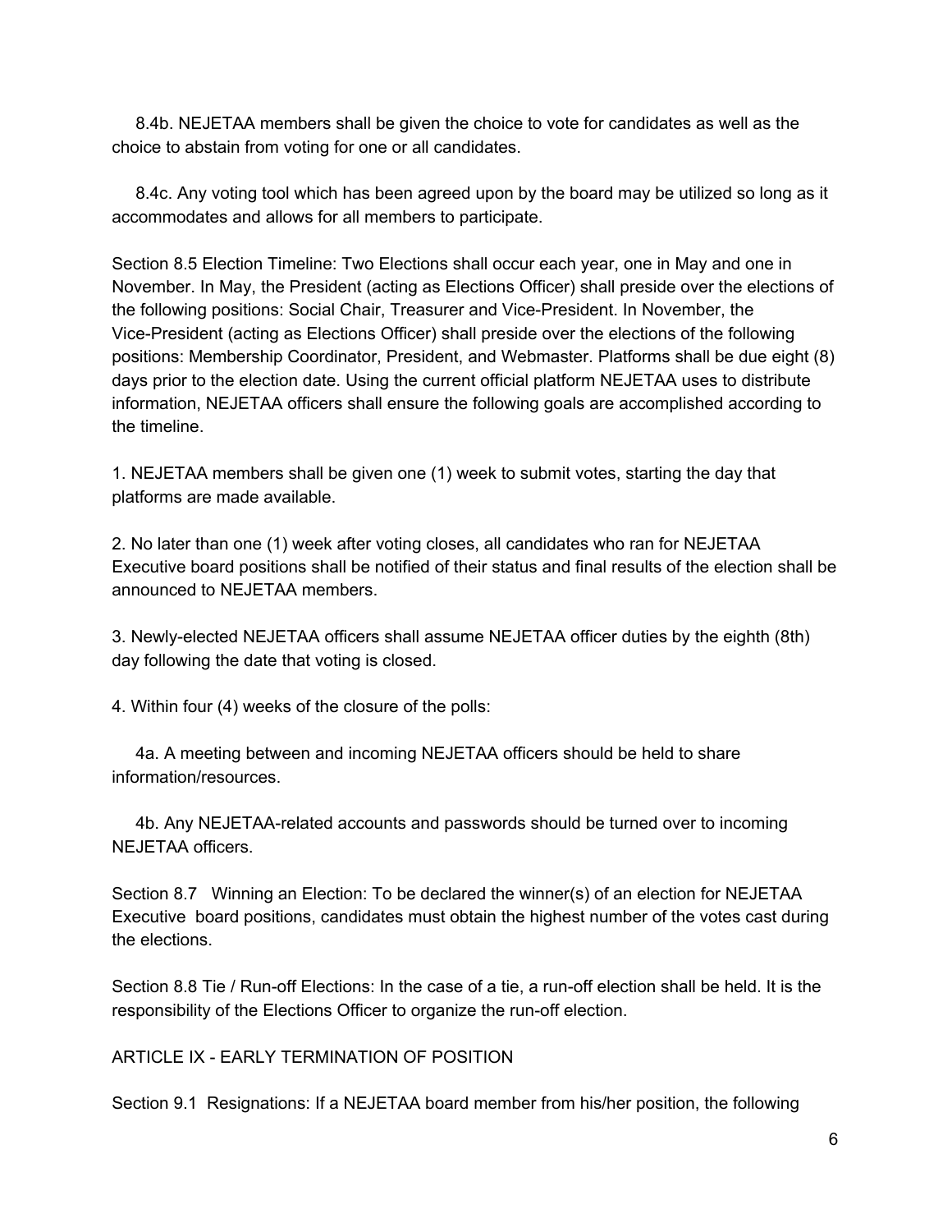8.4b. NEJETAA members shall be given the choice to vote for candidates as well as the choice to abstain from voting for one or all candidates.

8.4c. Any voting tool which has been agreed upon by the board may be utilized so long as it accommodates and allows for all members to participate.

Section 8.5 Election Timeline: Two Elections shall occur each year, one in May and one in November. In May, the President (acting as Elections Officer) shall preside over the elections of the following positions: Social Chair, Treasurer and Vice-President. In November, the Vice-President (acting as Elections Officer) shall preside over the elections of the following positions: Membership Coordinator, President, and Webmaster. Platforms shall be due eight (8) days prior to the election date. Using the current official platform NEJETAA uses to distribute information, NEJETAA officers shall ensure the following goals are accomplished according to the timeline.

1. NEJETAA members shall be given one (1) week to submit votes, starting the day that platforms are made available.

2. No later than one (1) week after voting closes, all candidates who ran for NEJETAA Executive board positions shall be notified of their status and final results of the election shall be announced to NEJETAA members.

3. Newly-elected NEJETAA officers shall assume NEJETAA officer duties by the eighth (8th) day following the date that voting is closed.

4. Within four (4) weeks of the closure of the polls:

4a. A meeting between and incoming NEJETAA officers should be held to share information/resources.

4b. Any NEJETAA-related accounts and passwords should be turned over to incoming NEJETAA officers.

Section 8.7 Winning an Election: To be declared the winner(s) of an election for NEJETAA Executive board positions, candidates must obtain the highest number of the votes cast during the elections.

Section 8.8 Tie / Run-off Elections: In the case of a tie, a run-off election shall be held. It is the responsibility of the Elections Officer to organize the run-off election.

## ARTICLE IX - EARLY TERMINATION OF POSITION

Section 9.1 Resignations: If a NEJETAA board member from his/her position, the following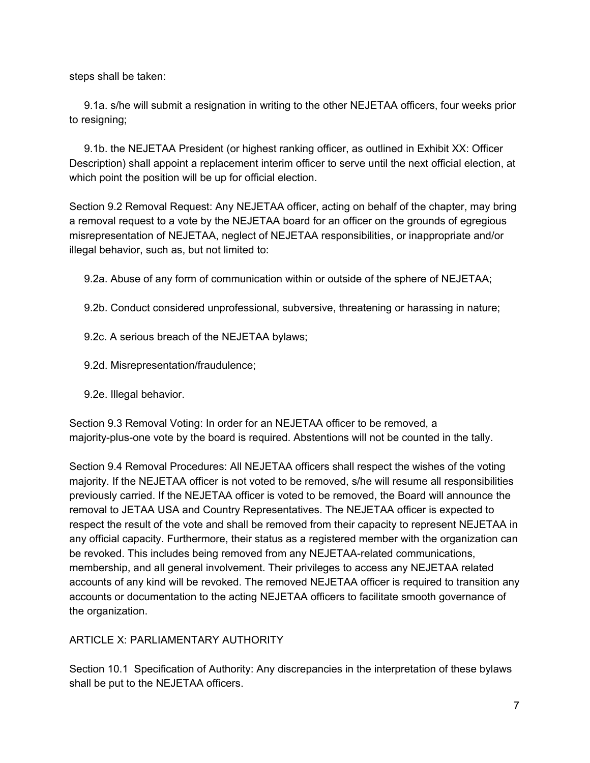steps shall be taken:

9.1a. s/he will submit a resignation in writing to the other NEJETAA officers, four weeks prior to resigning;

9.1b. the NEJETAA President (or highest ranking officer, as outlined in Exhibit XX: Officer Description) shall appoint a replacement interim officer to serve until the next official election, at which point the position will be up for official election.

Section 9.2 Removal Request: Any NEJETAA officer, acting on behalf of the chapter, may bring a removal request to a vote by the NEJETAA board for an officer on the grounds of egregious misrepresentation of NEJETAA, neglect of NEJETAA responsibilities, or inappropriate and/or illegal behavior, such as, but not limited to:

9.2a. Abuse of any form of communication within or outside of the sphere of NEJETAA;

9.2b. Conduct considered unprofessional, subversive, threatening or harassing in nature;

9.2c. A serious breach of the NEJETAA bylaws;

9.2d. Misrepresentation/fraudulence;

9.2e. Illegal behavior.

Section 9.3 Removal Voting: In order for an NEJETAA officer to be removed, a majority-plus-one vote by the board is required. Abstentions will not be counted in the tally.

Section 9.4 Removal Procedures: All NEJETAA officers shall respect the wishes of the voting majority. If the NEJETAA officer is not voted to be removed, s/he will resume all responsibilities previously carried. If the NEJETAA officer is voted to be removed, the Board will announce the removal to JETAA USA and Country Representatives. The NEJETAA officer is expected to respect the result of the vote and shall be removed from their capacity to represent NEJETAA in any official capacity. Furthermore, their status as a registered member with the organization can be revoked. This includes being removed from any NEJETAA-related communications, membership, and all general involvement. Their privileges to access any NEJETAA related accounts of any kind will be revoked. The removed NEJETAA officer is required to transition any accounts or documentation to the acting NEJETAA officers to facilitate smooth governance of the organization.

## ARTICLE X: PARLIAMENTARY AUTHORITY

Section 10.1 Specification of Authority: Any discrepancies in the interpretation of these bylaws shall be put to the NEJETAA officers.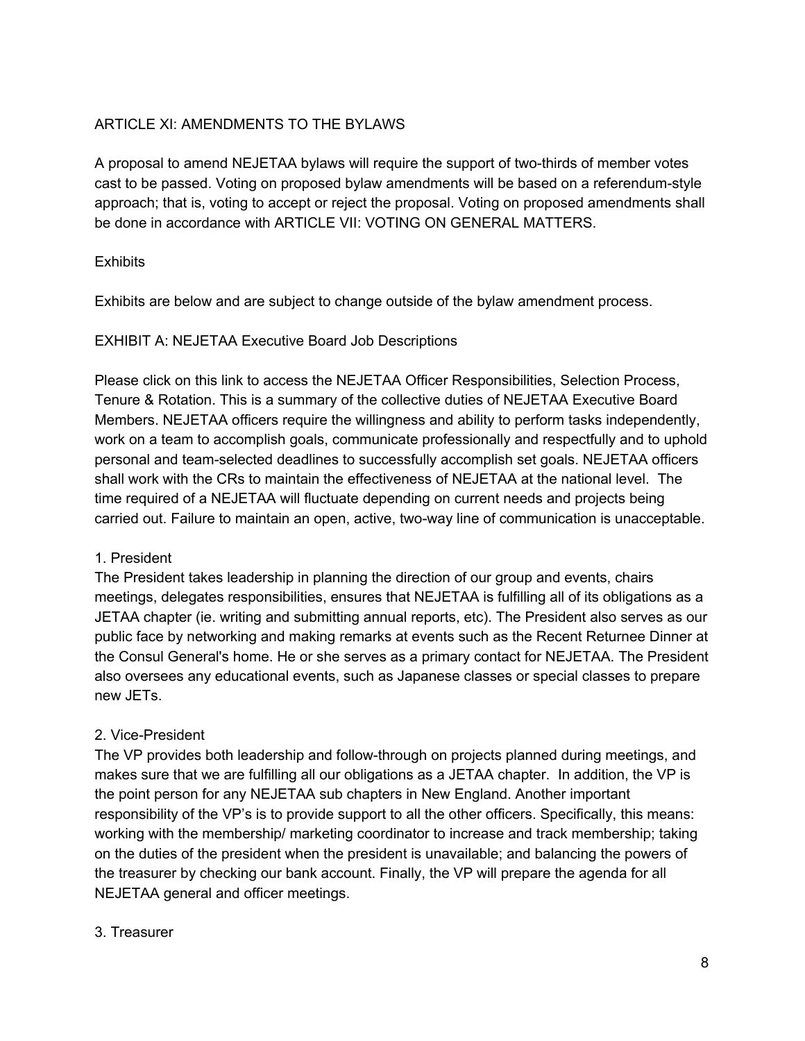## ARTICLE XI: AMENDMENTS TO THE BYLAWS

A proposal to amend NEJETAA bylaws will require the support of two-thirds of member votes cast to be passed. Voting on proposed bylaw amendments will be based on a referendum-style approach; that is, voting to accept or reject the proposal. Voting on proposed amendments shall be done in accordance with ARTICLE VII: VOTING ON GENERAL MATTERS.

## Exhibits

Exhibits are below and are subject to change outside of the bylaw amendment process.

### EXHIBIT A: NEJETAA Executive Board Job Descriptions

Please click on this link to access the NEJETAA Officer Responsibilities, Selection Process, Tenure & Rotation. This is a summary of the collective duties of NEJETAA Executive Board Members. NEJETAA officers require the willingness and ability to perform tasks independently, work on a team to accomplish goals, communicate professionally and respectfully and to uphold personal and team-selected deadlines to successfully accomplish set goals. NEJETAA officers shall work with the CRs to maintain the effectiveness of NEJETAA at the national level. The time required of a NEJETAA will fluctuate depending on current needs and projects being carried out. Failure to maintain an open, active, two-way line of communication is unacceptable.

1. President

The President takes leadership in planning the direction of our group and events, chairs meetings, delegates responsibilities, ensures that NEJETAA is fulfilling all of its obligations as a JETAA chapter (ie. writing and submitting annual reports, etc). The President also serves as our public face by networking and making remarks at events such as the Recent Returnee Dinner at the Consul General's home. He or she serves as a primary contact for NEJETAA. The President also oversees any educational events, such as Japanese classes or special classes to prepare new JETs.

2. Vice-President

The VP provides both leadership and follow-through on projects planned during meetings, and makes sure that we are fulfilling all our obligations as a JETAA chapter. In addition, the VP is the point person for any NEJETAA sub chapters in New England. Another important responsibility of the VP's is to provide support to all the other officers. Specifically, this means: working with the membership/ marketing coordinator to increase and track membership; taking on the duties of the president when the president is unavailable; and balancing the powers of the treasurer by checking our bank account. Finally, the VP will prepare the agenda for all NEJETAA general and officer meetings.

3. Treasurer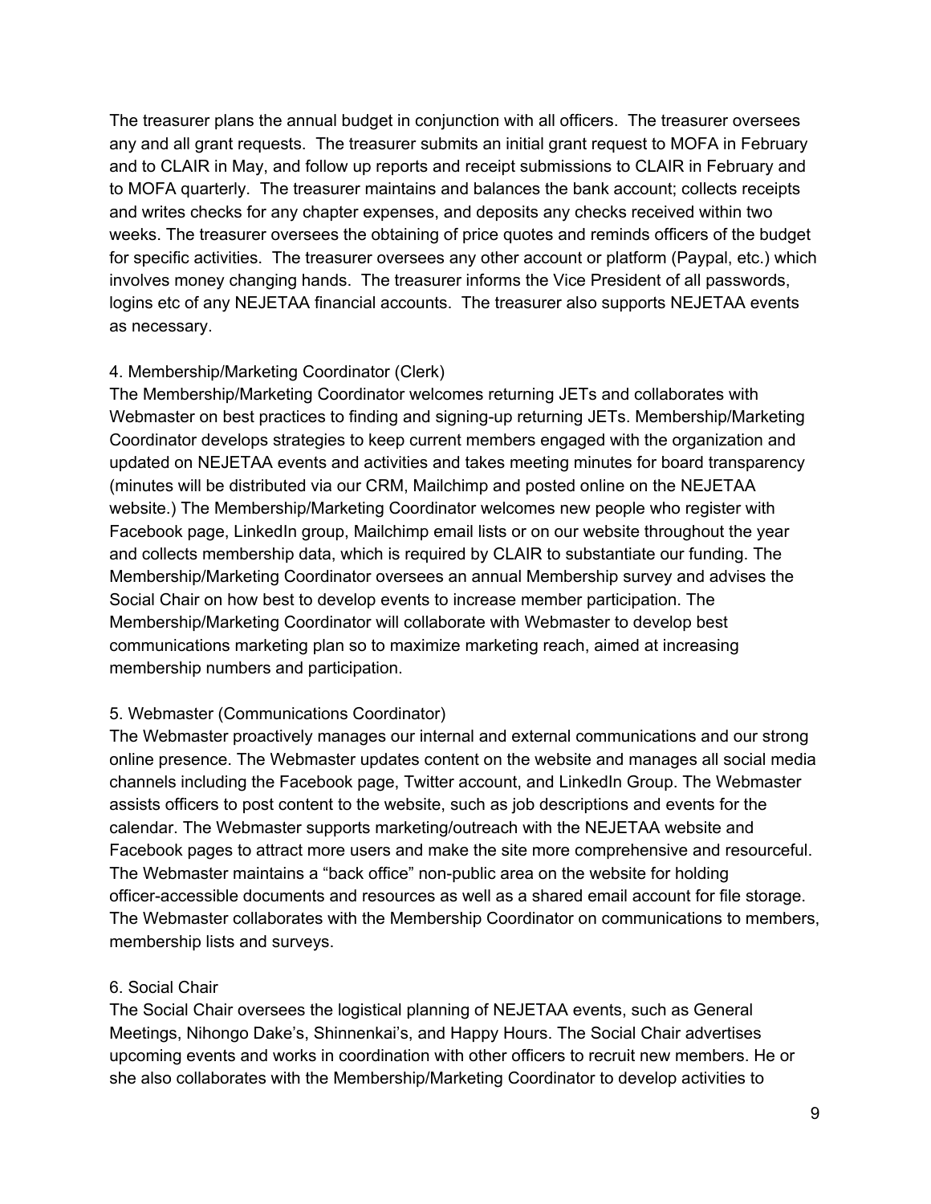The treasurer plans the annual budget in conjunction with all officers. The treasurer oversees any and all grant requests. The treasurer submits an initial grant request to MOFA in February and to CLAIR in May, and follow up reports and receipt submissions to CLAIR in February and to MOFA quarterly. The treasurer maintains and balances the bank account; collects receipts and writes checks for any chapter expenses, and deposits any checks received within two weeks. The treasurer oversees the obtaining of price quotes and reminds officers of the budget for specific activities. The treasurer oversees any other account or platform (Paypal, etc.) which involves money changing hands. The treasurer informs the Vice President of all passwords, logins etc of any NEJETAA financial accounts. The treasurer also supports NEJETAA events as necessary.

4. Membership/Marketing Coordinator (Clerk)

The Membership/Marketing Coordinator welcomes returning JETs and collaborates with Webmaster on best practices to finding and signing-up returning JETs. Membership/Marketing Coordinator develops strategies to keep current members engaged with the organization and updated on NEJETAA events and activities and takes meeting minutes for board transparency (minutes will be distributed via our CRM, Mailchimp and posted online on the NEJETAA website.) The Membership/Marketing Coordinator welcomes new people who register with Facebook page, LinkedIn group, Mailchimp email lists or on our website throughout the year and collects membership data, which is required by CLAIR to substantiate our funding. The Membership/Marketing Coordinator oversees an annual Membership survey and advises the Social Chair on how best to develop events to increase member participation. The Membership/Marketing Coordinator will collaborate with Webmaster to develop best communications marketing plan so to maximize marketing reach, aimed at increasing membership numbers and participation.

5. Webmaster (Communications Coordinator)

The Webmaster proactively manages our internal and external communications and our strong online presence. The Webmaster updates content on the website and manages all social media channels including the Facebook page, Twitter account, and LinkedIn Group. The Webmaster assists officers to post content to the website, such as job descriptions and events for the calendar. The Webmaster supports marketing/outreach with the NEJETAA website and Facebook pages to attract more users and make the site more comprehensive and resourceful. The Webmaster maintains a "back office" non-public area on the website for holding officer-accessible documents and resources as well as a shared email account for file storage. The Webmaster collaborates with the Membership Coordinator on communications to members, membership lists and surveys.

6. Social Chair

The Social Chair oversees the logistical planning of NEJETAA events, such as General Meetings, Nihongo Dake's, Shinnenkai's, and Happy Hours. The Social Chair advertises upcoming events and works in coordination with other officers to recruit new members. He or she also collaborates with the Membership/Marketing Coordinator to develop activities to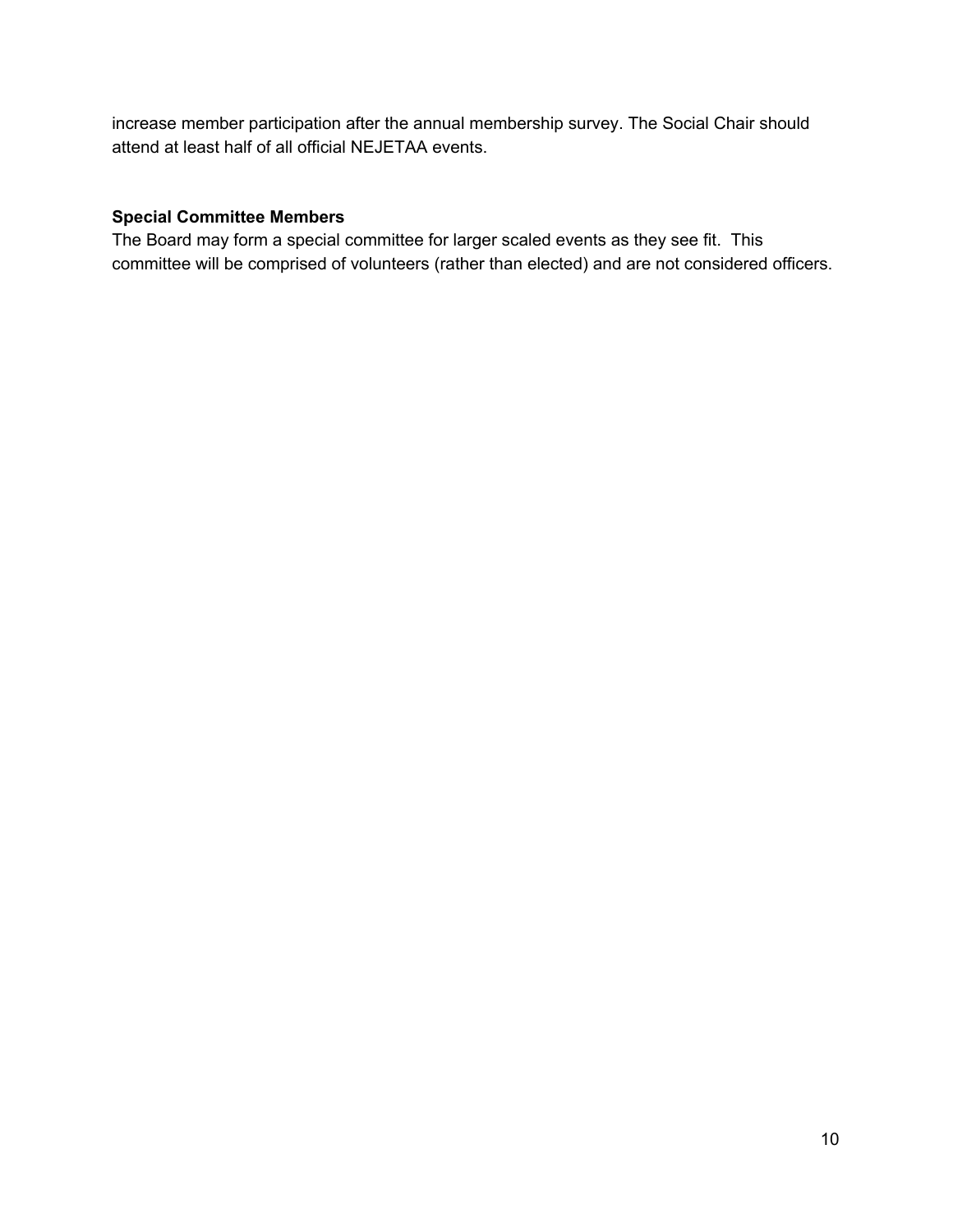increase member participation after the annual membership survey. The Social Chair should attend at least half of all official NEJETAA events.

**Special Committee Members**

The Board may form a special committee for larger scaled events as they see fit. This committee will be comprised of volunteers (rather than elected) and are not considered officers.